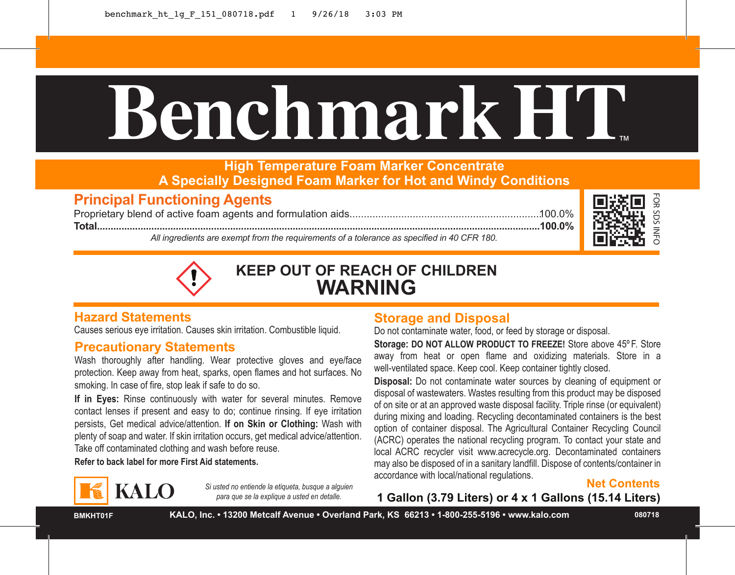# Benchmark HT™

**High Temperature Foam Marker Concentrate**
**A Specially Designed Foam Marker for Hot and Windy Conditions**

## Principal Functioning Agents

| | |
|---|---|
| Proprietary blend of active foam agents and formulation aids | 100.0% |
| **Total** | **100.0%** |

*All ingredients are exempt from the requirements of a tolerance as specified in 40 CFR 180.*

FOR SDS INFO

**KEEP OUT OF REACH OF CHILDREN**

# WARNING

## Hazard Statements

Causes serious eye irritation. Causes skin irritation. Combustible liquid.

## Precautionary Statements

Wash thoroughly after handling. Wear protective gloves and eye/face protection. Keep away from heat, sparks, open flames and hot surfaces. No smoking. In case of fire, stop leak if safe to do so.

**If in Eyes:** Rinse continuously with water for several minutes. Remove contact lenses if present and easy to do; continue rinsing. If eye irritation persists, Get medical advice/attention. **If on Skin or Clothing:** Wash with plenty of soap and water. If skin irritation occurs, get medical advice/attention. Take off contaminated clothing and wash before reuse.

**Refer to back label for more First Aid statements.**

KALO

*Si usted no entiende la etiqueta, busque a alguien para que se la explique a usted en detalle.*

## Storage and Disposal

Do not contaminate water, food, or feed by storage or disposal.

**Storage: DO NOT ALLOW PRODUCT TO FREEZE!** Store above 45º F. Store away from heat or open flame and oxidizing materials. Store in a well-ventilated space. Keep cool. Keep container tightly closed.

**Disposal:** Do not contaminate water sources by cleaning of equipment or disposal of wastewaters. Wastes resulting from this product may be disposed of on site or at an approved waste disposal facility. Triple rinse (or equivalent) during mixing and loading. Recycling decontaminated containers is the best option of container disposal. The Agricultural Container Recycling Council (ACRC) operates the national recycling program. To contact your state and local ACRC recycler visit www.acrecycle.org. Decontaminated containers may also be disposed of in a sanitary landfill. Dispose of contents/container in accordance with local/national regulations.

**Net Contents**

**1 Gallon (3.79 Liters) or 4 x 1 Gallons (15.14 Liters)**

BMKHT01F | **KALO, Inc. • 13200 Metcalf Avenue • Overland Park, KS 66213 • 1-800-255-5196 • www.kalo.com** | 080718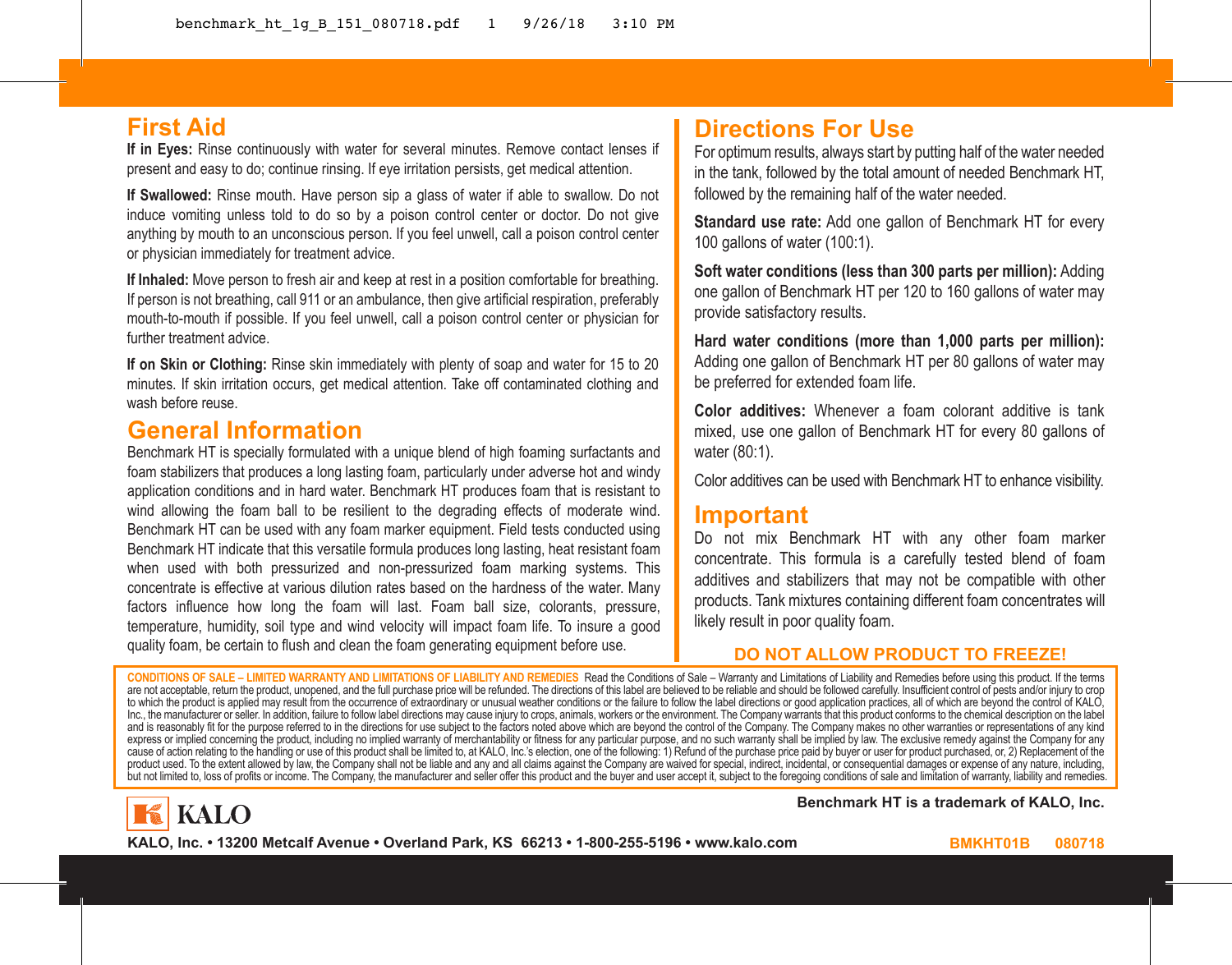## First Aid

**If in Eyes:** Rinse continuously with water for several minutes. Remove contact lenses if present and easy to do; continue rinsing. If eye irritation persists, get medical attention.

**If Swallowed:** Rinse mouth. Have person sip a glass of water if able to swallow. Do not induce vomiting unless told to do so by a poison control center or doctor. Do not give anything by mouth to an unconscious person. If you feel unwell, call a poison control center or physician immediately for treatment advice.

**If Inhaled:** Move person to fresh air and keep at rest in a position comfortable for breathing. If person is not breathing, call 911 or an ambulance, then give artificial respiration, preferably mouth-to-mouth if possible. If you feel unwell, call a poison control center or physician for further treatment advice.

**If on Skin or Clothing:** Rinse skin immediately with plenty of soap and water for 15 to 20 minutes. If skin irritation occurs, get medical attention. Take off contaminated clothing and wash before reuse.

## General Information

Benchmark HT is specially formulated with a unique blend of high foaming surfactants and foam stabilizers that produces a long lasting foam, particularly under adverse hot and windy application conditions and in hard water. Benchmark HT produces foam that is resistant to wind allowing the foam ball to be resilient to the degrading effects of moderate wind. Benchmark HT can be used with any foam marker equipment. Field tests conducted using Benchmark HT indicate that this versatile formula produces long lasting, heat resistant foam when used with both pressurized and non-pressurized foam marking systems. This concentrate is effective at various dilution rates based on the hardness of the water. Many factors influence how long the foam will last. Foam ball size, colorants, pressure, temperature, humidity, soil type and wind velocity will impact foam life. To insure a good quality foam, be certain to flush and clean the foam generating equipment before use.

## Directions For Use

For optimum results, always start by putting half of the water needed in the tank, followed by the total amount of needed Benchmark HT, followed by the remaining half of the water needed.

**Standard use rate:** Add one gallon of Benchmark HT for every 100 gallons of water (100:1).

**Soft water conditions (less than 300 parts per million):** Adding one gallon of Benchmark HT per 120 to 160 gallons of water may provide satisfactory results.

**Hard water conditions (more than 1,000 parts per million):** Adding one gallon of Benchmark HT per 80 gallons of water may be preferred for extended foam life.

**Color additives:** Whenever a foam colorant additive is tank mixed, use one gallon of Benchmark HT for every 80 gallons of water (80:1).

Color additives can be used with Benchmark HT to enhance visibility.

## Important

Do not mix Benchmark HT with any other foam marker concentrate. This formula is a carefully tested blend of foam additives and stabilizers that may not be compatible with other products. Tank mixtures containing different foam concentrates will likely result in poor quality foam.

**DO NOT ALLOW PRODUCT TO FREEZE!**

**CONDITIONS OF SALE – LIMITED WARRANTY AND LIMITATIONS OF LIABILITY AND REMEDIES** Read the Conditions of Sale – Warranty and Limitations of Liability and Remedies before using this product. If the terms are not acceptable, return the product, unopened, and the full purchase price will be refunded. The directions of this label are believed to be reliable and should be followed carefully. Insufficient control of pests and/or injury to crop to which the product is applied may result from the occurrence of extraordinary or unusual weather conditions or the failure to follow the label directions or good application practices, all of which are beyond the control of KALO, Inc., the manufacturer or seller. In addition, failure to follow label directions may cause injury to crops, animals, workers or the environment. The Company warrants that this product conforms to the chemical description on the label and is reasonably fit for the purpose referred to in the directions for use subject to the factors noted above which are beyond the control of the Company. The Company makes no other warranties or representations of any kind express or implied concerning the product, including no implied warranty of merchantability or fitness for any particular purpose, and no such warranty shall be implied by law. The exclusive remedy against the Company for any cause of action relating to the handling or use of this product shall be limited to, at KALO, Inc.'s election, one of the following: 1) Refund of the purchase price paid by buyer or user for product purchased, or, 2) Replacement of the product used. To the extent allowed by law, the Company shall not be liable and any and all claims against the Company are waived for special, indirect, incidental, or consequential damages or expense of any nature, including, but not limited to, loss of profits or income. The Company, the manufacturer and seller offer this product and the buyer and user accept it, subject to the foregoing conditions of sale and limitation of warranty, liability and remedies.

KALO

**Benchmark HT is a trademark of KALO, Inc.**

**KALO, Inc. • 13200 Metcalf Avenue • Overland Park, KS 66213 • 1-800-255-5196 • www.kalo.com**

**BMKHT01B 080718**